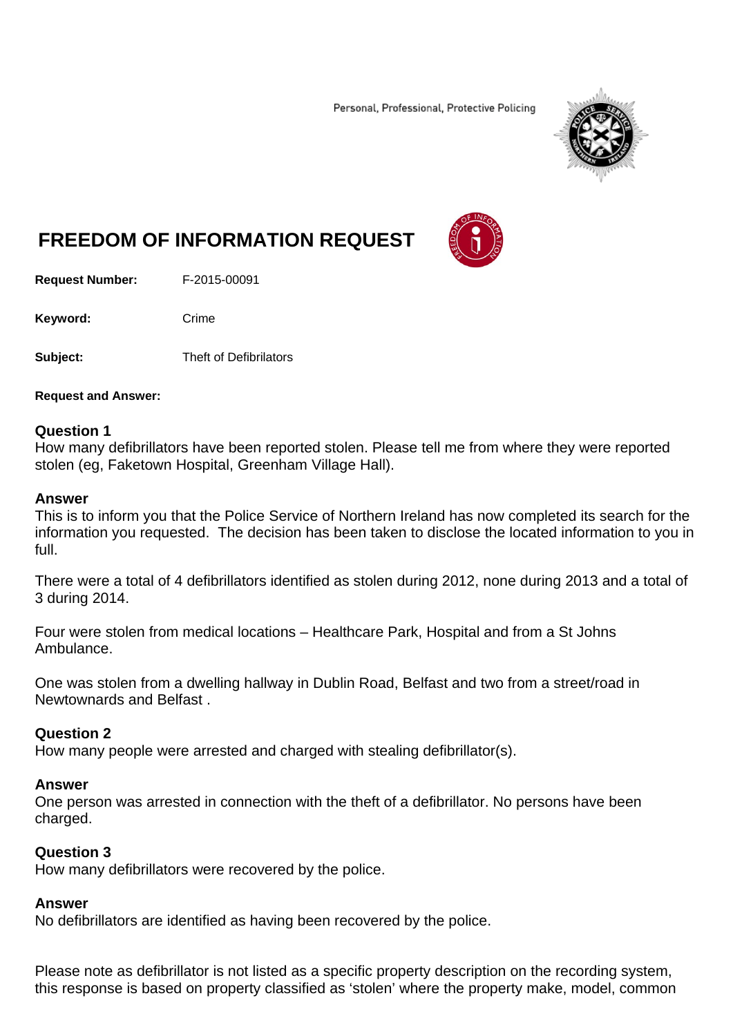Personal, Professional, Protective Policing

# FREEDOM OF INFORMATION REQUEST

**Request Number:** F-2015-00091

**Keyword:** Crime

**Subject:** Theft of Defibrilators

**Request and Answer:**

### Question 1
How many defibrillators have been reported stolen. Please tell me from where they were reported stolen (eg, Faketown Hospital, Greenham Village Hall).

### Answer
This is to inform you that the Police Service of Northern Ireland has now completed its search for the information you requested. The decision has been taken to disclose the located information to you in full.

There were a total of 4 defibrillators identified as stolen during 2012, none during 2013 and a total of 3 during 2014.

Four were stolen from medical locations – Healthcare Park, Hospital and from a St Johns Ambulance.

One was stolen from a dwelling hallway in Dublin Road, Belfast and two from a street/road in Newtownards and Belfast .

### Question 2
How many people were arrested and charged with stealing defibrillator(s).

### Answer
One person was arrested in connection with the theft of a defibrillator. No persons have been charged.

### Question 3
How many defibrillators were recovered by the police.

### Answer
No defibrillators are identified as having been recovered by the police.

Please note as defibrillator is not listed as a specific property description on the recording system, this response is based on property classified as 'stolen' where the property make, model, common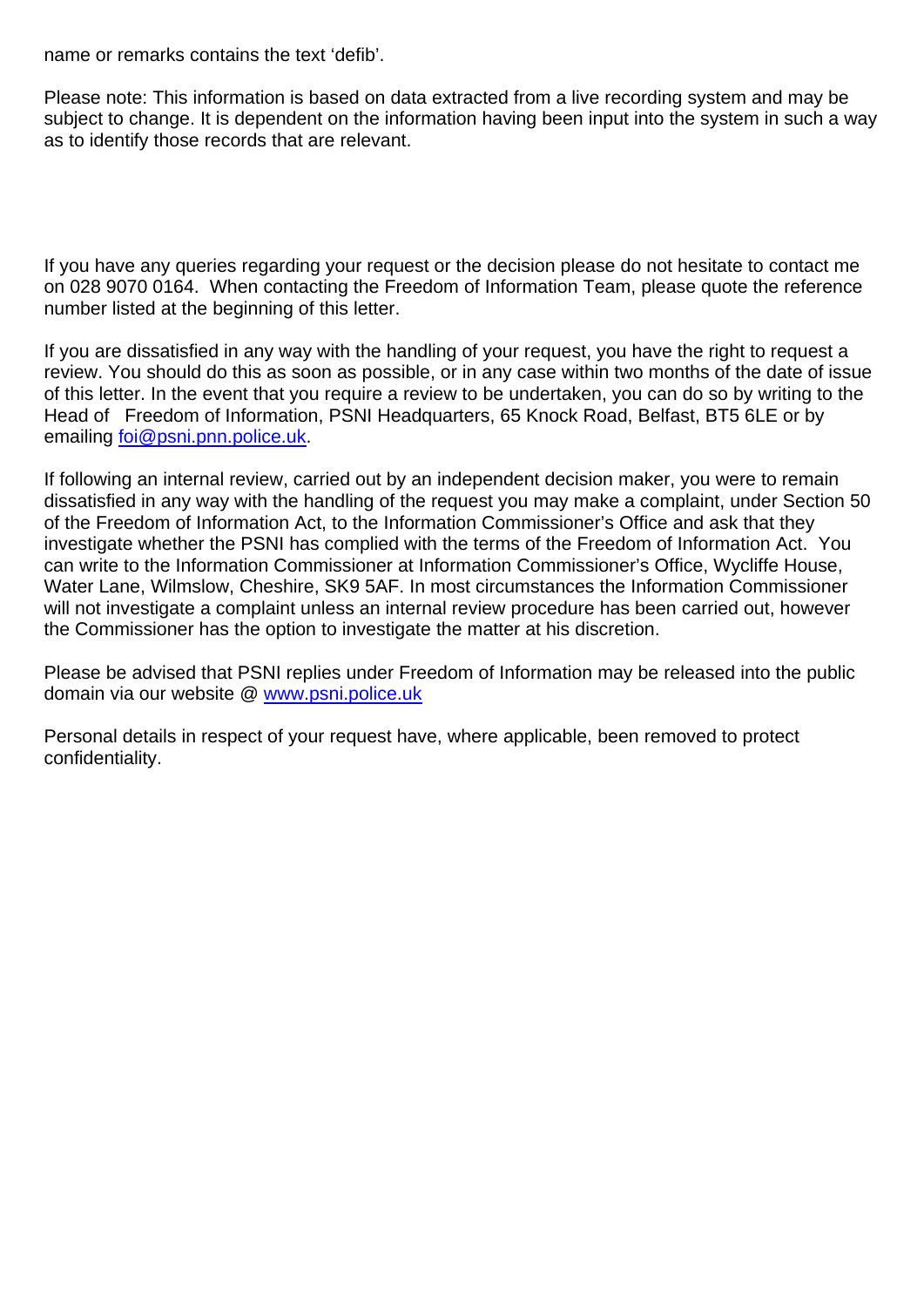name or remarks contains the text 'defib'.

Please note: This information is based on data extracted from a live recording system and may be subject to change. It is dependent on the information having been input into the system in such a way as to identify those records that are relevant.

If you have any queries regarding your request or the decision please do not hesitate to contact me on 028 9070 0164. When contacting the Freedom of Information Team, please quote the reference number listed at the beginning of this letter.

If you are dissatisfied in any way with the handling of your request, you have the right to request a review. You should do this as soon as possible, or in any case within two months of the date of issue of this letter. In the event that you require a review to be undertaken, you can do so by writing to the Head of Freedom of Information, PSNI Headquarters, 65 Knock Road, Belfast, BT5 6LE or by emailing [foi@psni.pnn.police.uk](mailto:foi@psni.pnn.police.uk).

If following an internal review, carried out by an independent decision maker, you were to remain dissatisfied in any way with the handling of the request you may make a complaint, under Section 50 of the Freedom of Information Act, to the Information Commissioner's Office and ask that they investigate whether the PSNI has complied with the terms of the Freedom of Information Act. You can write to the Information Commissioner at Information Commissioner's Office, Wycliffe House, Water Lane, Wilmslow, Cheshire, SK9 5AF. In most circumstances the Information Commissioner will not investigate a complaint unless an internal review procedure has been carried out, however the Commissioner has the option to investigate the matter at his discretion.

Please be advised that PSNI replies under Freedom of Information may be released into the public domain via our website @ [www.psni.police.uk](http://www.psni.police.uk)

Personal details in respect of your request have, where applicable, been removed to protect confidentiality.